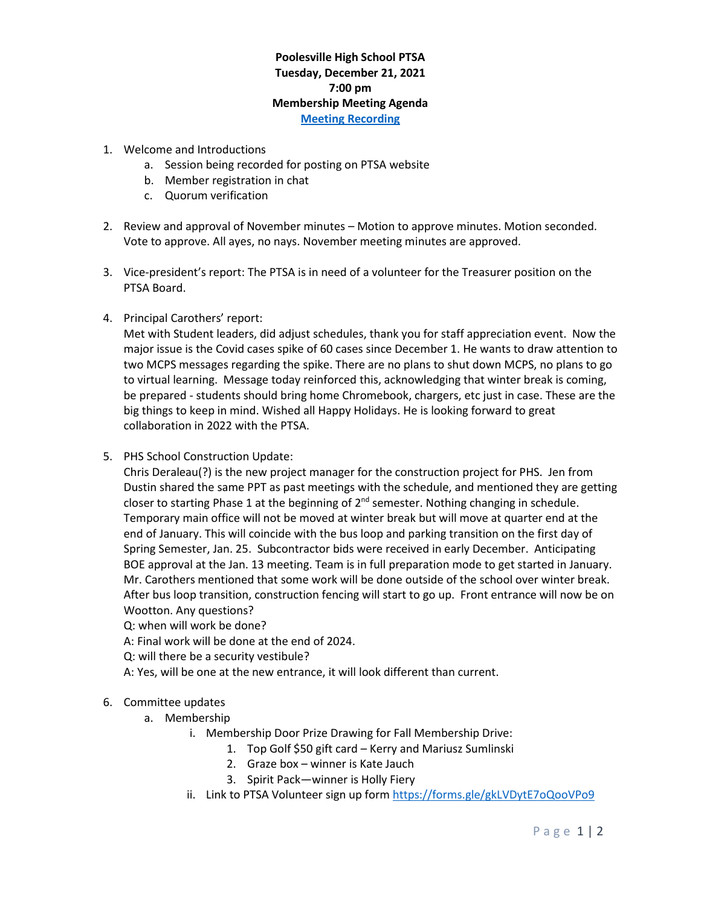**Poolesville High School PTSA**
**Tuesday, December 21, 2021**
**7:00 pm**
**Membership Meeting Agenda**
**[Meeting Recording]**

1. Welcome and Introductions
   a. Session being recorded for posting on PTSA website
   b. Member registration in chat
   c. Quorum verification

2. Review and approval of November minutes – Motion to approve minutes. Motion seconded. Vote to approve. All ayes, no nays. November meeting minutes are approved.

3. Vice-president's report: The PTSA is in need of a volunteer for the Treasurer position on the PTSA Board.

4. Principal Carothers' report:
   Met with Student leaders, did adjust schedules, thank you for staff appreciation event. Now the major issue is the Covid cases spike of 60 cases since December 1. He wants to draw attention to two MCPS messages regarding the spike. There are no plans to shut down MCPS, no plans to go to virtual learning. Message today reinforced this, acknowledging that winter break is coming, be prepared - students should bring home Chromebook, chargers, etc just in case. These are the big things to keep in mind. Wished all Happy Holidays. He is looking forward to great collaboration in 2022 with the PTSA.

5. PHS School Construction Update:
   Chris Deraleau(?) is the new project manager for the construction project for PHS. Jen from Dustin shared the same PPT as past meetings with the schedule, and mentioned they are getting closer to starting Phase 1 at the beginning of 2nd semester. Nothing changing in schedule. Temporary main office will not be moved at winter break but will move at quarter end at the end of January. This will coincide with the bus loop and parking transition on the first day of Spring Semester, Jan. 25. Subcontractor bids were received in early December. Anticipating BOE approval at the Jan. 13 meeting. Team is in full preparation mode to get started in January. Mr. Carothers mentioned that some work will be done outside of the school over winter break. After bus loop transition, construction fencing will start to go up. Front entrance will now be on Wootton. Any questions?
   Q: when will work be done?
   A: Final work will be done at the end of 2024.
   Q: will there be a security vestibule?
   A: Yes, will be one at the new entrance, it will look different than current.

6. Committee updates
   a. Membership
      i. Membership Door Prize Drawing for Fall Membership Drive:
         1. Top Golf $50 gift card – Kerry and Mariusz Sumlinski
         2. Graze box – winner is Kate Jauch
         3. Spirit Pack—winner is Holly Fiery
      ii. Link to PTSA Volunteer sign up form https://forms.gle/gkLVDytE7oQooVPo9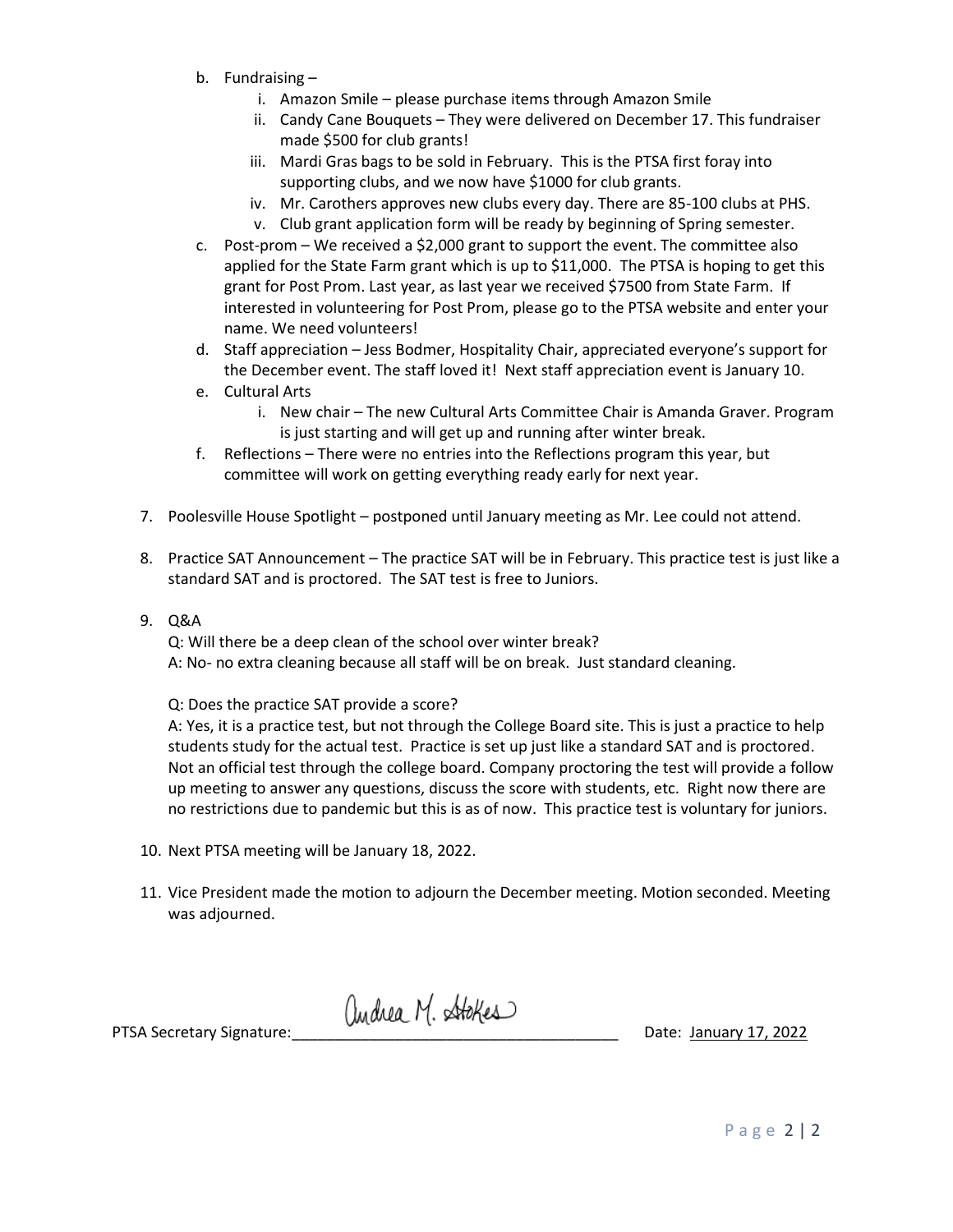b. Fundraising –
    i. Amazon Smile – please purchase items through Amazon Smile
    ii. Candy Cane Bouquets – They were delivered on December 17. This fundraiser made $500 for club grants!
    iii. Mardi Gras bags to be sold in February. This is the PTSA first foray into supporting clubs, and we now have $1000 for club grants.
    iv. Mr. Carothers approves new clubs every day. There are 85-100 clubs at PHS.
    v. Club grant application form will be ready by beginning of Spring semester.

c. Post-prom – We received a $2,000 grant to support the event. The committee also applied for the State Farm grant which is up to $11,000. The PTSA is hoping to get this grant for Post Prom. Last year, as last year we received $7500 from State Farm. If interested in volunteering for Post Prom, please go to the PTSA website and enter your name. We need volunteers!

d. Staff appreciation – Jess Bodmer, Hospitality Chair, appreciated everyone's support for the December event. The staff loved it! Next staff appreciation event is January 10.

e. Cultural Arts
    i. New chair – The new Cultural Arts Committee Chair is Amanda Graver. Program is just starting and will get up and running after winter break.

f. Reflections – There were no entries into the Reflections program this year, but committee will work on getting everything ready early for next year.

7. Poolesville House Spotlight – postponed until January meeting as Mr. Lee could not attend.

8. Practice SAT Announcement – The practice SAT will be in February. This practice test is just like a standard SAT and is proctored. The SAT test is free to Juniors.

9. Q&A

   Q: Will there be a deep clean of the school over winter break?
   A: No- no extra cleaning because all staff will be on break. Just standard cleaning.

   Q: Does the practice SAT provide a score?
   A: Yes, it is a practice test, but not through the College Board site. This is just a practice to help students study for the actual test. Practice is set up just like a standard SAT and is proctored. Not an official test through the college board. Company proctoring the test will provide a follow up meeting to answer any questions, discuss the score with students, etc. Right now there are no restrictions due to pandemic but this is as of now. This practice test is voluntary for juniors.

10. Next PTSA meeting will be January 18, 2022.

11. Vice President made the motion to adjourn the December meeting. Motion seconded. Meeting was adjourned.

PTSA Secretary Signature: Andrea M. Stokes    Date: January 17, 2022